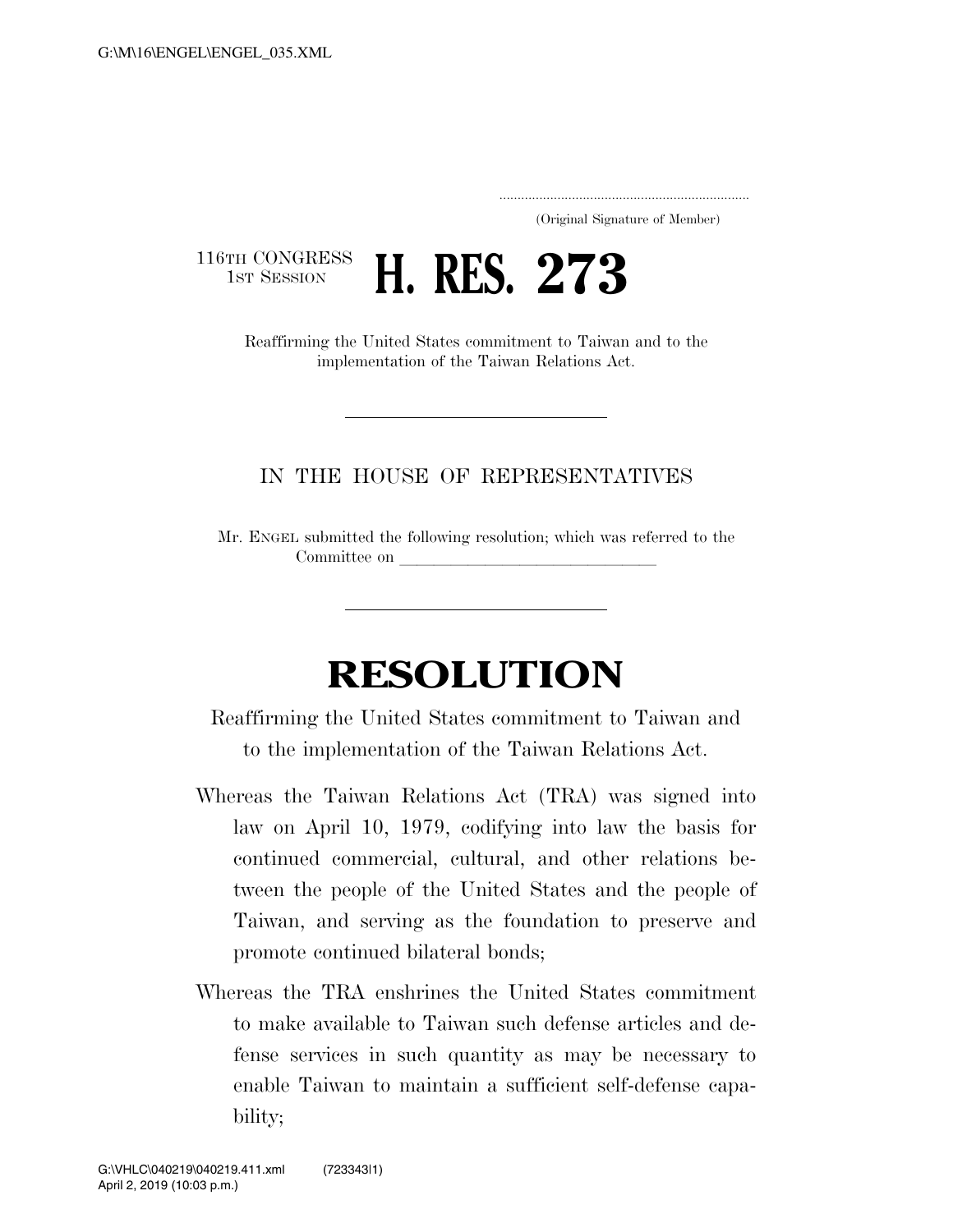.....................................................................
(Original Signature of Member)

116TH CONGRESS
1ST SESSION

# H. RES. 273

Reaffirming the United States commitment to Taiwan and to the implementation of the Taiwan Relations Act.

---

IN THE HOUSE OF REPRESENTATIVES

Mr. ENGEL submitted the following resolution; which was referred to the Committee on ______________________________

---

# RESOLUTION

Reaffirming the United States commitment to Taiwan and to the implementation of the Taiwan Relations Act.

Whereas the Taiwan Relations Act (TRA) was signed into law on April 10, 1979, codifying into law the basis for continued commercial, cultural, and other relations between the people of the United States and the people of Taiwan, and serving as the foundation to preserve and promote continued bilateral bonds;

Whereas the TRA enshrines the United States commitment to make available to Taiwan such defense articles and defense services in such quantity as may be necessary to enable Taiwan to maintain a sufficient self-defense capability;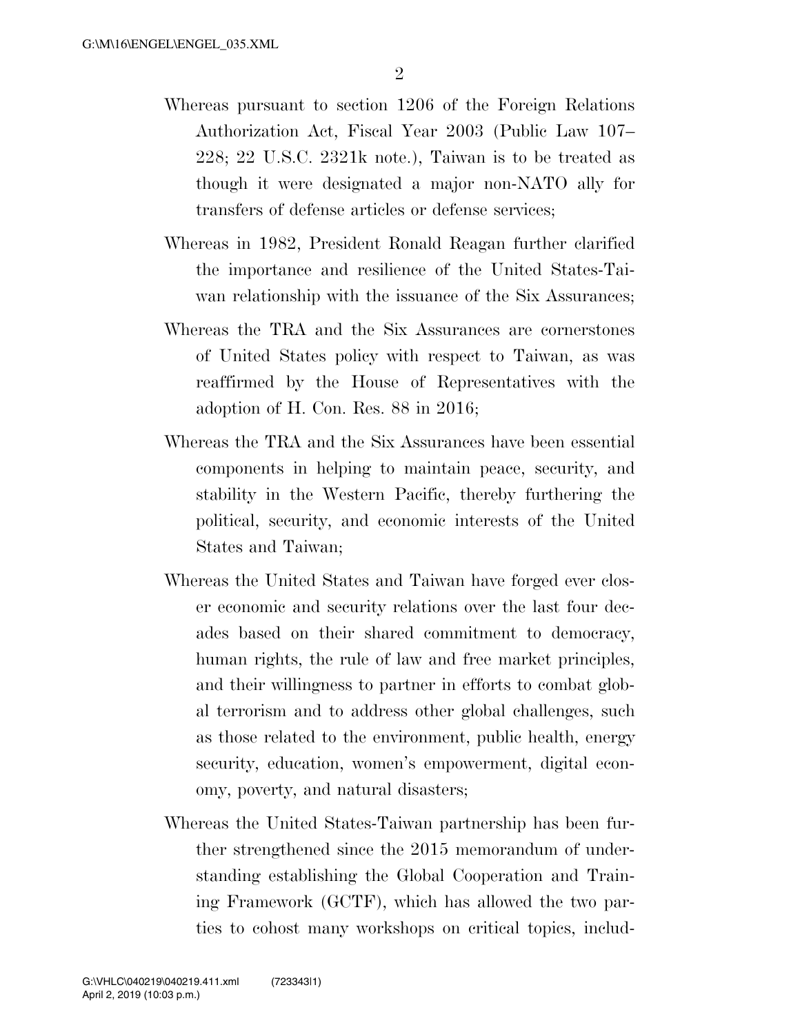Whereas pursuant to section 1206 of the Foreign Relations Authorization Act, Fiscal Year 2003 (Public Law 107–228; 22 U.S.C. 2321k note.), Taiwan is to be treated as though it were designated a major non-NATO ally for transfers of defense articles or defense services;

Whereas in 1982, President Ronald Reagan further clarified the importance and resilience of the United States-Taiwan relationship with the issuance of the Six Assurances;

Whereas the TRA and the Six Assurances are cornerstones of United States policy with respect to Taiwan, as was reaffirmed by the House of Representatives with the adoption of H. Con. Res. 88 in 2016;

Whereas the TRA and the Six Assurances have been essential components in helping to maintain peace, security, and stability in the Western Pacific, thereby furthering the political, security, and economic interests of the United States and Taiwan;

Whereas the United States and Taiwan have forged ever closer economic and security relations over the last four decades based on their shared commitment to democracy, human rights, the rule of law and free market principles, and their willingness to partner in efforts to combat global terrorism and to address other global challenges, such as those related to the environment, public health, energy security, education, women's empowerment, digital economy, poverty, and natural disasters;

Whereas the United States-Taiwan partnership has been further strengthened since the 2015 memorandum of understanding establishing the Global Cooperation and Training Framework (GCTF), which has allowed the two parties to cohost many workshops on critical topics, includ-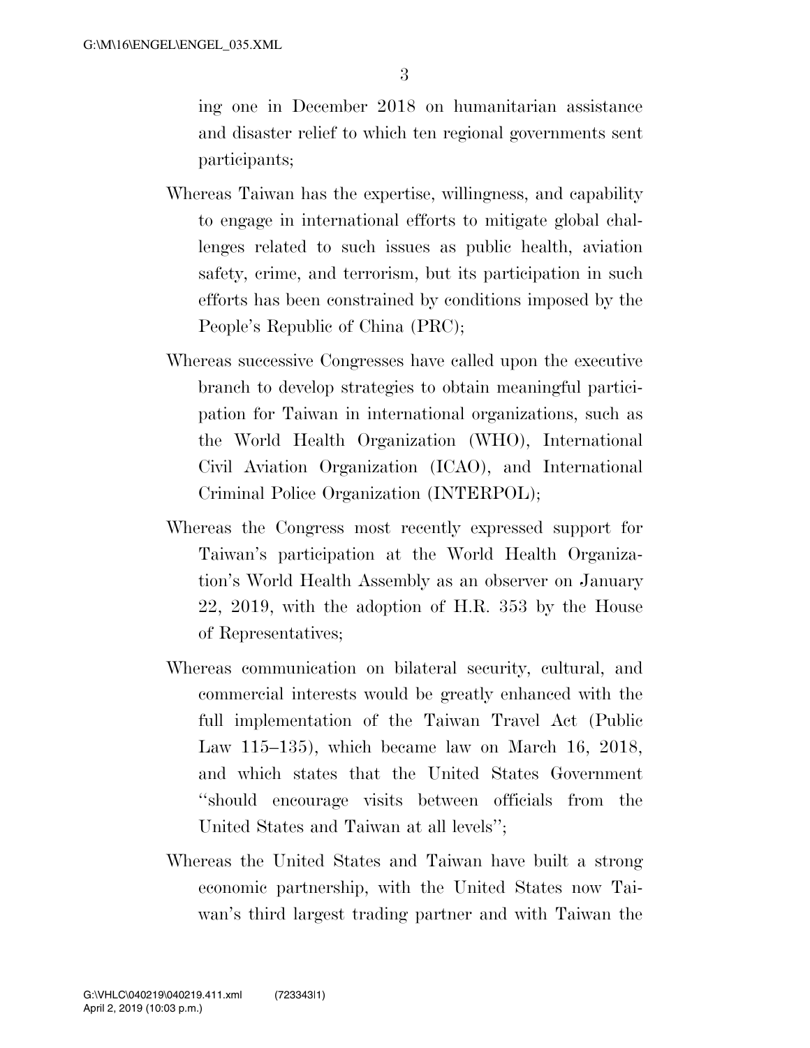ing one in December 2018 on humanitarian assistance and disaster relief to which ten regional governments sent participants;

Whereas Taiwan has the expertise, willingness, and capability to engage in international efforts to mitigate global challenges related to such issues as public health, aviation safety, crime, and terrorism, but its participation in such efforts has been constrained by conditions imposed by the People's Republic of China (PRC);

Whereas successive Congresses have called upon the executive branch to develop strategies to obtain meaningful participation for Taiwan in international organizations, such as the World Health Organization (WHO), International Civil Aviation Organization (ICAO), and International Criminal Police Organization (INTERPOL);

Whereas the Congress most recently expressed support for Taiwan's participation at the World Health Organization's World Health Assembly as an observer on January 22, 2019, with the adoption of H.R. 353 by the House of Representatives;

Whereas communication on bilateral security, cultural, and commercial interests would be greatly enhanced with the full implementation of the Taiwan Travel Act (Public Law 115–135), which became law on March 16, 2018, and which states that the United States Government "should encourage visits between officials from the United States and Taiwan at all levels";

Whereas the United States and Taiwan have built a strong economic partnership, with the United States now Taiwan's third largest trading partner and with Taiwan the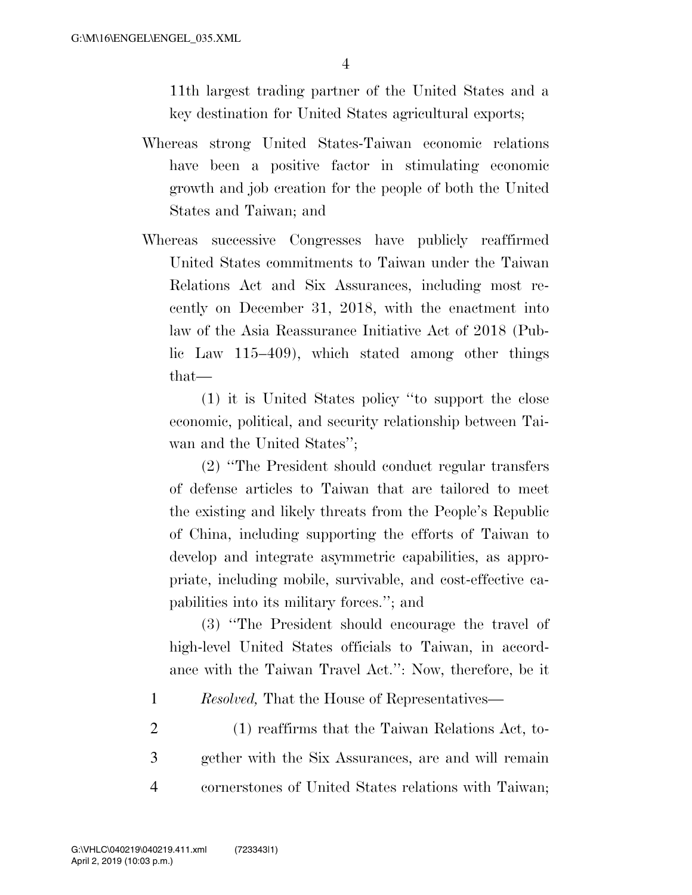11th largest trading partner of the United States and a key destination for United States agricultural exports;

Whereas strong United States-Taiwan economic relations have been a positive factor in stimulating economic growth and job creation for the people of both the United States and Taiwan; and

Whereas successive Congresses have publicly reaffirmed United States commitments to Taiwan under the Taiwan Relations Act and Six Assurances, including most recently on December 31, 2018, with the enactment into law of the Asia Reassurance Initiative Act of 2018 (Public Law 115–409), which stated among other things that—

(1) it is United States policy "to support the close economic, political, and security relationship between Taiwan and the United States";

(2) "The President should conduct regular transfers of defense articles to Taiwan that are tailored to meet the existing and likely threats from the People's Republic of China, including supporting the efforts of Taiwan to develop and integrate asymmetric capabilities, as appropriate, including mobile, survivable, and cost-effective capabilities into its military forces."; and

(3) "The President should encourage the travel of high-level United States officials to Taiwan, in accordance with the Taiwan Travel Act.": Now, therefore, be it

1 *Resolved,* That the House of Representatives—

2 (1) reaffirms that the Taiwan Relations Act, to-
3 gether with the Six Assurances, are and will remain
4 cornerstones of United States relations with Taiwan;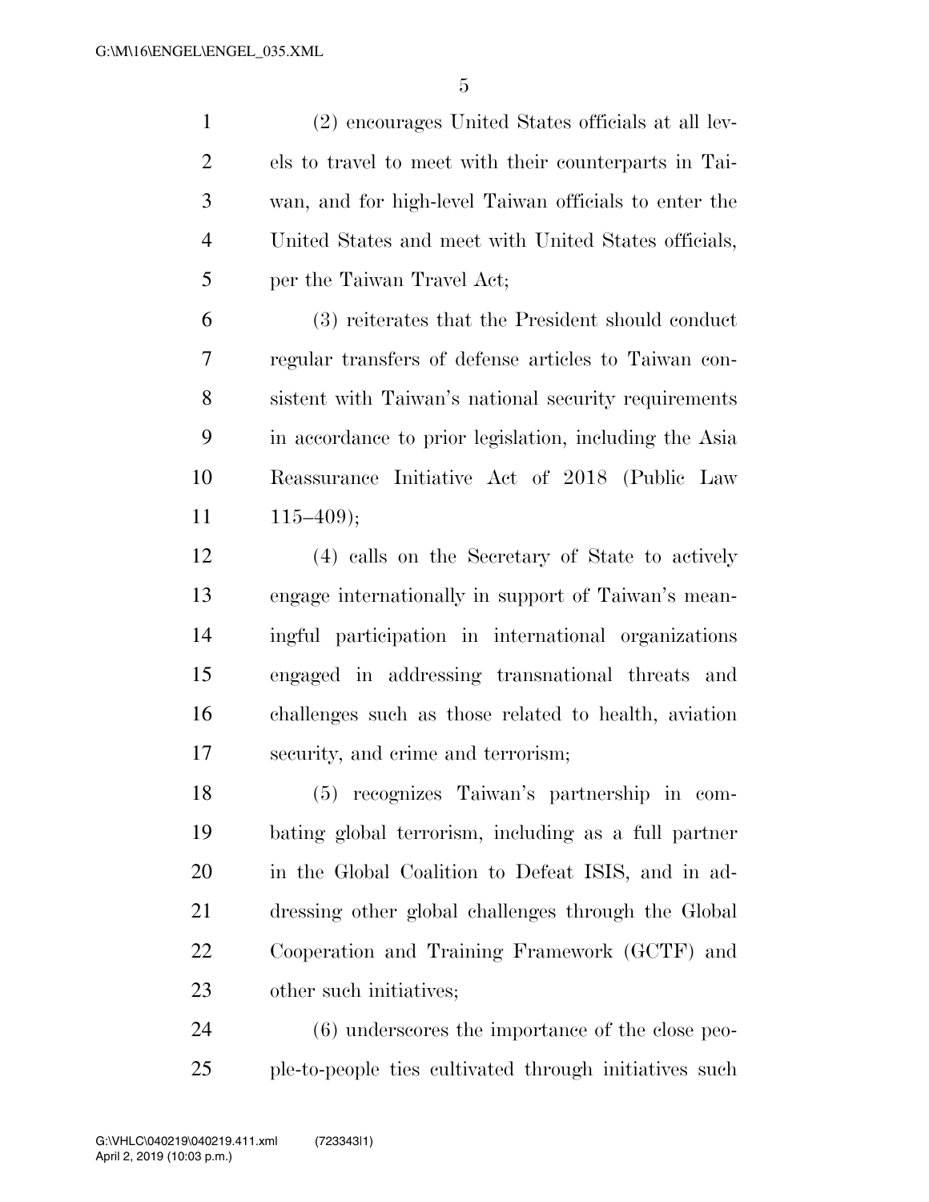(2) encourages United States officials at all levels to travel to meet with their counterparts in Taiwan, and for high-level Taiwan officials to enter the United States and meet with United States officials, per the Taiwan Travel Act;

(3) reiterates that the President should conduct regular transfers of defense articles to Taiwan consistent with Taiwan's national security requirements in accordance to prior legislation, including the Asia Reassurance Initiative Act of 2018 (Public Law 115–409);

(4) calls on the Secretary of State to actively engage internationally in support of Taiwan's meaningful participation in international organizations engaged in addressing transnational threats and challenges such as those related to health, aviation security, and crime and terrorism;

(5) recognizes Taiwan's partnership in combating global terrorism, including as a full partner in the Global Coalition to Defeat ISIS, and in addressing other global challenges through the Global Cooperation and Training Framework (GCTF) and other such initiatives;

(6) underscores the importance of the close people-to-people ties cultivated through initiatives such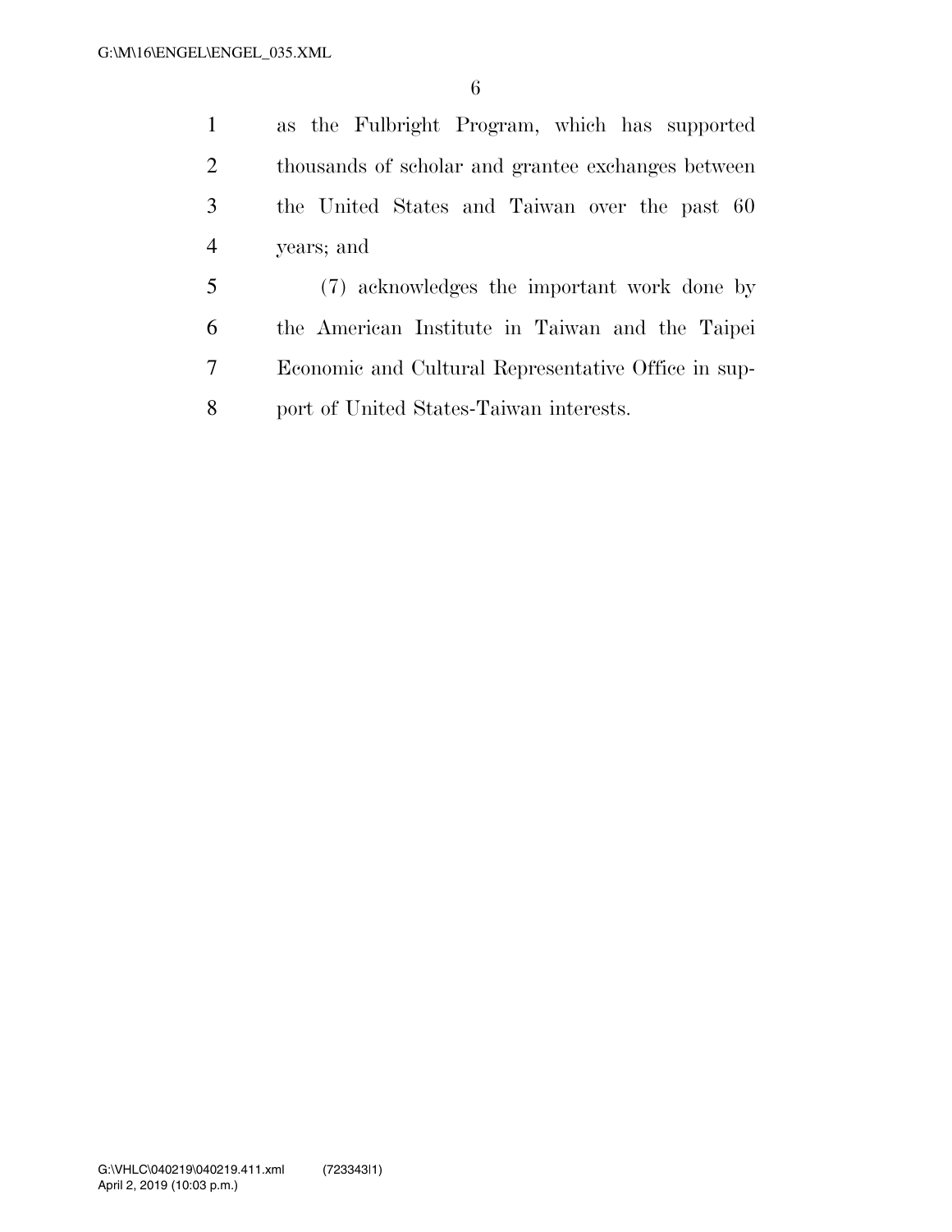as the Fulbright Program, which has supported thousands of scholar and grantee exchanges between the United States and Taiwan over the past 60 years; and

(7) acknowledges the important work done by the American Institute in Taiwan and the Taipei Economic and Cultural Representative Office in support of United States-Taiwan interests.